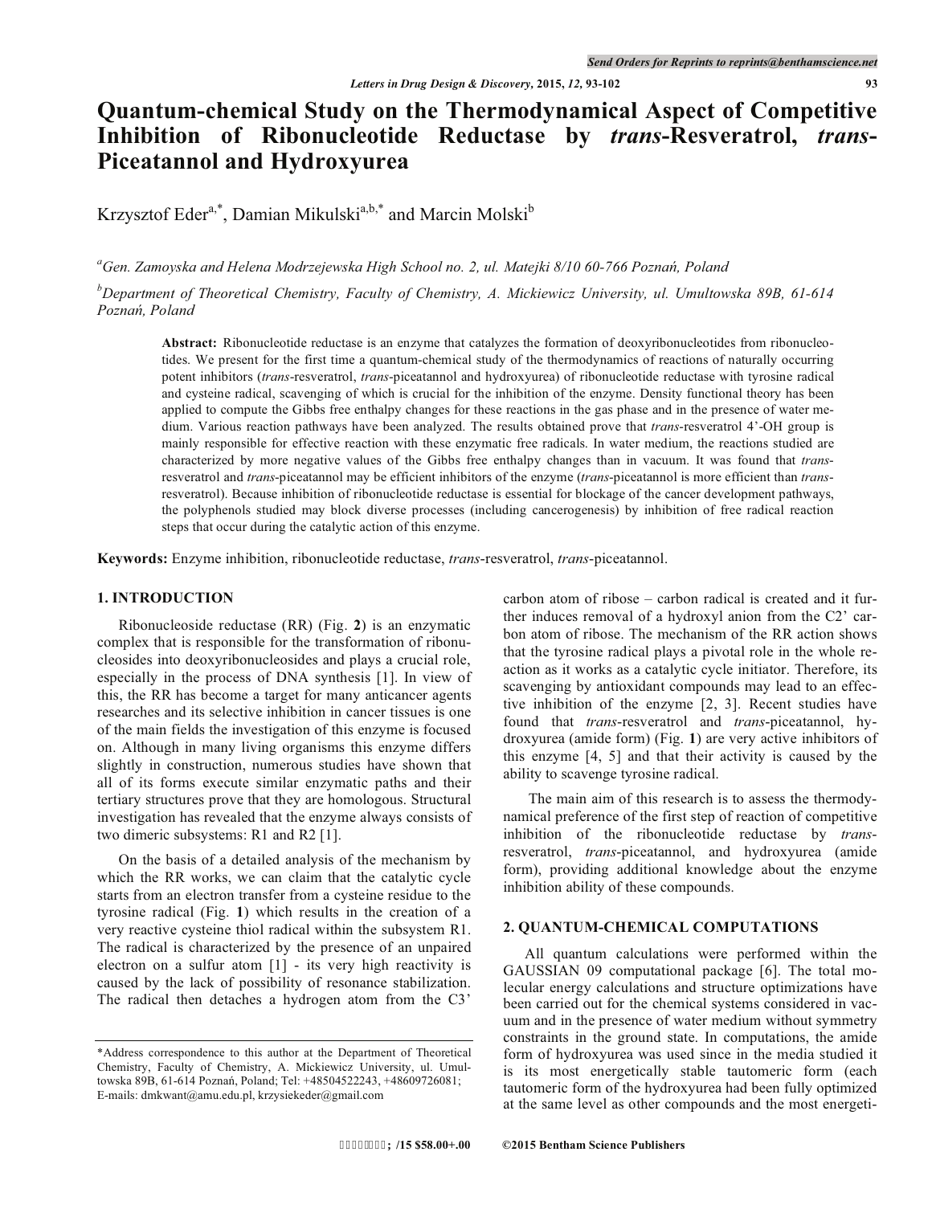# Quantum-chemical Study on the Thermodynamical Aspect of Competitive Inhibition of Ribonucleotide Reductase by *trans*-Resveratrol, *trans*-Piceatannol and Hydroxyurea

Krzysztof Eder[a,*], Damian Mikulski[a,b,*] and Marcin Molski[b]

[a]Gen. Zamoyska and Helena Modrzejewska High School no. 2, ul. Matejki 8/10 60-766 Poznań, Poland

[b]Department of Theoretical Chemistry, Faculty of Chemistry, A. Mickiewicz University, ul. Umultowska 89B, 61-614 Poznań, Poland

**Abstract:** Ribonucleotide reductase is an enzyme that catalyzes the formation of deoxyribonucleotides from ribonucleotides. We present for the first time a quantum-chemical study of the thermodynamics of reactions of naturally occurring potent inhibitors (*trans*-resveratrol, *trans*-piceatannol and hydroxyurea) of ribonucleotide reductase with tyrosine radical and cysteine radical, scavenging of which is crucial for the inhibition of the enzyme. Density functional theory has been applied to compute the Gibbs free enthalpy changes for these reactions in the gas phase and in the presence of water medium. Various reaction pathways have been analyzed. The results obtained prove that *trans*-resveratrol 4'-OH group is mainly responsible for effective reaction with these enzymatic free radicals. In water medium, the reactions studied are characterized by more negative values of the Gibbs free enthalpy changes than in vacuum. It was found that *trans*-resveratrol and *trans*-piceatannol may be efficient inhibitors of the enzyme (*trans*-piceatannol is more efficient than *trans*-resveratrol). Because inhibition of ribonucleotide reductase is essential for blockage of the cancer development pathways, the polyphenols studied may block diverse processes (including cancerogenesis) by inhibition of free radical reaction steps that occur during the catalytic action of this enzyme.

**Keywords:** Enzyme inhibition, ribonucleotide reductase, *trans*-resveratrol, *trans*-piceatannol.

## 1. INTRODUCTION

Ribonucleoside reductase (RR) (Fig. **2**) is an enzymatic complex that is responsible for the transformation of ribonucleosides into deoxyribonucleosides and plays a crucial role, especially in the process of DNA synthesis [1]. In view of this, the RR has become a target for many anticancer agents researches and its selective inhibition in cancer tissues is one of the main fields the investigation of this enzyme is focused on. Although in many living organisms this enzyme differs slightly in construction, numerous studies have shown that all of its forms execute similar enzymatic paths and their tertiary structures prove that they are homologous. Structural investigation has revealed that the enzyme always consists of two dimeric subsystems: R1 and R2 [1].

On the basis of a detailed analysis of the mechanism by which the RR works, we can claim that the catalytic cycle starts from an electron transfer from a cysteine residue to the tyrosine radical (Fig. **1**) which results in the creation of a very reactive cysteine thiol radical within the subsystem R1. The radical is characterized by the presence of an unpaired electron on a sulfur atom [1] - its very high reactivity is caused by the lack of possibility of resonance stabilization. The radical then detaches a hydrogen atom from the C3' carbon atom of ribose – carbon radical is created and it further induces removal of a hydroxyl anion from the C2' carbon atom of ribose. The mechanism of the RR action shows that the tyrosine radical plays a pivotal role in the whole reaction as it works as a catalytic cycle initiator. Therefore, its scavenging by antioxidant compounds may lead to an effective inhibition of the enzyme [2, 3]. Recent studies have found that *trans*-resveratrol and *trans*-piceatannol, hydroxyurea (amide form) (Fig. **1**) are very active inhibitors of this enzyme [4, 5] and that their activity is caused by the ability to scavenge tyrosine radical.

The main aim of this research is to assess the thermodynamical preference of the first step of reaction of competitive inhibition of the ribonucleotide reductase by *trans*-resveratrol, *trans*-piceatannol, and hydroxyurea (amide form), providing additional knowledge about the enzyme inhibition ability of these compounds.

## 2. QUANTUM-CHEMICAL COMPUTATIONS

All quantum calculations were performed within the GAUSSIAN 09 computational package [6]. The total molecular energy calculations and structure optimizations have been carried out for the chemical systems considered in vacuum and in the presence of water medium without symmetry constraints in the ground state. In computations, the amide form of hydroxyurea was used since in the media studied it is its most energetically stable tautomeric form (each tautomeric form of the hydroxyurea had been fully optimized at the same level as other compounds and the most energeti-

*Address correspondence to this author at the Department of Theoretical Chemistry, Faculty of Chemistry, A. Mickiewicz University, ul. Umultowska 89B, 61-614 Poznań, Poland; Tel: +48504522243, +48609726081; E-mails: dmkwant@amu.edu.pl, krzysiekeder@gmail.com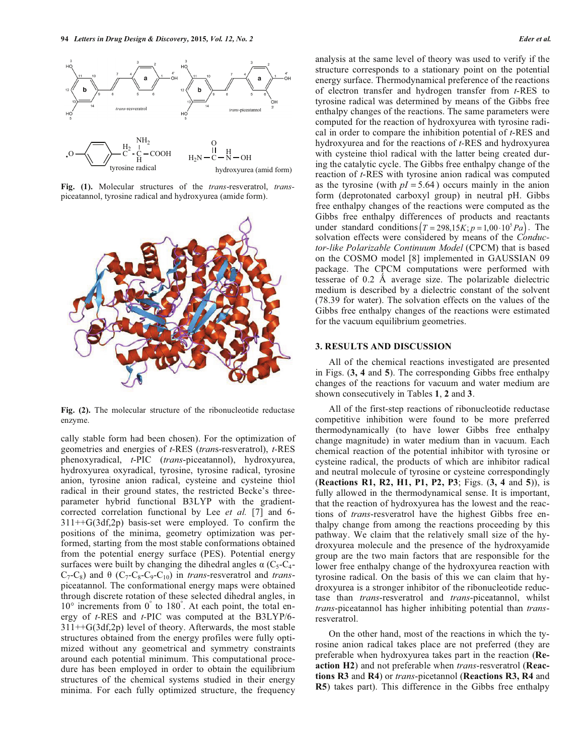Fig. (1). Molecular structures of the *trans*-resveratrol, *trans*-piceatannol, tyrosine radical and hydroxyurea (amide form).

Fig. (2). The molecular structure of the ribonucleotide reductase enzyme.

cally stable form had been chosen). For the optimization of geometries and energies of *t*-RES (*trans*-resveratrol), *t*-RES phenoxyradical, *t*-PIC (*trans*-piceatannol), hydroxyurea, hydroxyurea oxyradical, tyrosine, tyrosine radical, tyrosine anion, tyrosine anion radical, cysteine and cysteine thiol radical in their ground states, the restricted Becke's three-parameter hybrid functional B3LYP with the gradient-corrected correlation functional by Lee *et al.* [7] and 6-311++G(3df,2p) basis-set were employed. To confirm the positions of the minima, geometry optimization was performed, starting from the most stable conformations obtained from the potential energy surface (PES). Potential energy surfaces were built by changing the dihedral angles α ($C_5$-$C_4$-$C_7$-$C_8$) and θ ($C_7$-$C_8$-$C_9$-$C_{10}$) in *trans*-resveratrol and *trans*-piceatannol. The conformational energy maps were obtained through discrete rotation of these selected dihedral angles, in 10° increments from 0° to 180°. At each point, the total energy of *t*-RES and *t*-PIC was computed at the B3LYP/6-311++G(3df,2p) level of theory. Afterwards, the most stable structures obtained from the energy profiles were fully optimized without any geometrical and symmetry constraints around each potential minimum. This computational procedure has been employed in order to obtain the equilibrium structures of the chemical systems studied in their energy minima. For each fully optimized structure, the frequency analysis at the same level of theory was used to verify if the structure corresponds to a stationary point on the potential energy surface. Thermodynamical preference of the reactions of electron transfer and hydrogen transfer from *t*-RES to tyrosine radical was determined by means of the Gibbs free enthalpy changes of the reactions. The same parameters were computed for the reaction of hydroxyurea with tyrosine radical in order to compare the inhibition potential of *t*-RES and hydroxyurea and for the reactions of *t*-RES and hydroxyurea with cysteine thiol radical with the latter being created during the catalytic cycle. The Gibbs free enthalpy change of the reaction of *t*-RES with tyrosine anion radical was computed as the tyrosine (with $pI = 5.64$) occurs mainly in the anion form (deprotonated carboxyl group) in neutral pH. Gibbs free enthalpy changes of the reactions were computed as the Gibbs free enthalpy differences of products and reactants under standard conditions $\left(T = 298{,}15K; p = 1{,}00 \cdot 10^5 Pa\right)$. The solvation effects were considered by means of the *Conductor-like Polarizable Continuum Model* (CPCM) that is based on the COSMO model [8] implemented in GAUSSIAN 09 package. The CPCM computations were performed with tesserae of 0.2 Å average size. The polarizable dielectric medium is described by a dielectric constant of the solvent (78.39 for water). The solvation effects on the values of the Gibbs free enthalpy changes of the reactions were estimated for the vacuum equilibrium geometries.

## 3. RESULTS AND DISCUSSION

All of the chemical reactions investigated are presented in Figs. (**3, 4** and **5**). The corresponding Gibbs free enthalpy changes of the reactions for vacuum and water medium are shown consecutively in Tables **1**, **2** and **3**.

All of the first-step reactions of ribonucleotide reductase competitive inhibition were found to be more preferred thermodynamically (to have lower Gibbs free enthalpy change magnitude) in water medium than in vacuum. Each chemical reaction of the potential inhibitor with tyrosine or cysteine radical, the products of which are inhibitor radical and neutral molecule of tyrosine or cysteine correspondingly (**Reactions R1, R2, H1, P1, P2, P3**; Figs. (**3, 4** and **5**)), is fully allowed in the thermodynamical sense. It is important, that the reaction of hydroxyurea has the lowest and the reactions of *trans*-resveratrol have the highest Gibbs free enthalpy change from among the reactions proceeding by this pathway. We claim that the relatively small size of the hydroxyurea molecule and the presence of the hydroxyamide group are the two main factors that are responsible for the lower free enthalpy change of the hydroxyurea reaction with tyrosine radical. On the basis of this we can claim that hydroxyurea is a stronger inhibitor of the ribonucleotide reductase than *trans*-resveratrol and *trans*-piceatannol, whilst *trans*-piceatannol has higher inhibiting potential than *trans*-resveratrol.

On the other hand, most of the reactions in which the tyrosine anion radical takes place are not preferred (they are preferable when hydroxyurea takes part in the reaction (**Reaction H2**) and not preferable when *trans*-resveratrol (**Reactions R3** and **R4**) or *trans*-picetannol (**Reactions R3, R4** and **R5**) takes part). This difference in the Gibbs free enthalpy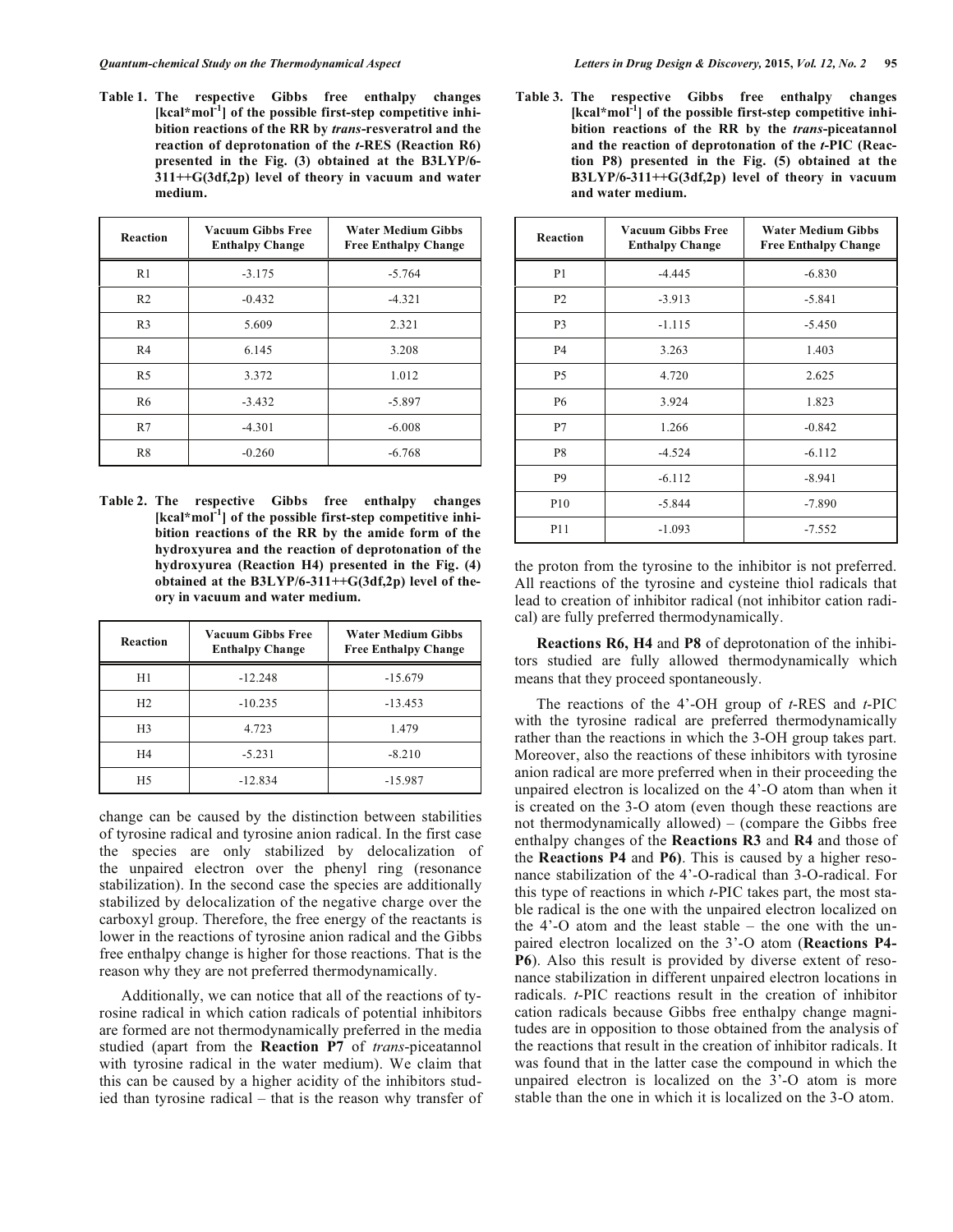**Table 1. The respective Gibbs free enthalpy changes [kcal*mol$^{-1}$] of the possible first-step competitive inhibition reactions of the RR by *trans*-resveratrol and the reaction of deprotonation of the *t*-RES (Reaction R6) presented in the Fig. (3) obtained at the B3LYP/6-311++G(3df,2p) level of theory in vacuum and water medium.**

| Reaction | Vacuum Gibbs Free Enthalpy Change | Water Medium Gibbs Free Enthalpy Change |
|---|---|---|
| R1 | -3.175 | -5.764 |
| R2 | -0.432 | -4.321 |
| R3 | 5.609 | 2.321 |
| R4 | 6.145 | 3.208 |
| R5 | 3.372 | 1.012 |
| R6 | -3.432 | -5.897 |
| R7 | -4.301 | -6.008 |
| R8 | -0.260 | -6.768 |

**Table 2. The respective Gibbs free enthalpy changes [kcal*mol$^{-1}$] of the possible first-step competitive inhibition reactions of the RR by the amide form of the hydroxyurea and the reaction of deprotonation of the hydroxyurea (Reaction H4) presented in the Fig. (4) obtained at the B3LYP/6-311++G(3df,2p) level of theory in vacuum and water medium.**

| Reaction | Vacuum Gibbs Free Enthalpy Change | Water Medium Gibbs Free Enthalpy Change |
|---|---|---|
| H1 | -12.248 | -15.679 |
| H2 | -10.235 | -13.453 |
| H3 | 4.723 | 1.479 |
| H4 | -5.231 | -8.210 |
| H5 | -12.834 | -15.987 |

change can be caused by the distinction between stabilities of tyrosine radical and tyrosine anion radical. In the first case the species are only stabilized by delocalization of the unpaired electron over the phenyl ring (resonance stabilization). In the second case the species are additionally stabilized by delocalization of the negative charge over the carboxyl group. Therefore, the free energy of the reactants is lower in the reactions of tyrosine anion radical and the Gibbs free enthalpy change is higher for those reactions. That is the reason why they are not preferred thermodynamically.

Additionally, we can notice that all of the reactions of tyrosine radical in which cation radicals of potential inhibitors are formed are not thermodynamically preferred in the media studied (apart from the **Reaction P7** of *trans*-piceatannol with tyrosine radical in the water medium). We claim that this can be caused by a higher acidity of the inhibitors studied than tyrosine radical – that is the reason why transfer of

**Table 3. The respective Gibbs free enthalpy changes [kcal*mol$^{-1}$] of the possible first-step competitive inhibition reactions of the RR by the *trans*-piceatannol and the reaction of deprotonation of the *t*-PIC (Reaction P8) presented in the Fig. (5) obtained at the B3LYP/6-311++G(3df,2p) level of theory in vacuum and water medium.**

| Reaction | Vacuum Gibbs Free Enthalpy Change | Water Medium Gibbs Free Enthalpy Change |
|---|---|---|
| P1 | -4.445 | -6.830 |
| P2 | -3.913 | -5.841 |
| P3 | -1.115 | -5.450 |
| P4 | 3.263 | 1.403 |
| P5 | 4.720 | 2.625 |
| P6 | 3.924 | 1.823 |
| P7 | 1.266 | -0.842 |
| P8 | -4.524 | -6.112 |
| P9 | -6.112 | -8.941 |
| P10 | -5.844 | -7.890 |
| P11 | -1.093 | -7.552 |

the proton from the tyrosine to the inhibitor is not preferred. All reactions of the tyrosine and cysteine thiol radicals that lead to creation of inhibitor radical (not inhibitor cation radical) are fully preferred thermodynamically.

**Reactions R6, H4** and **P8** of deprotonation of the inhibitors studied are fully allowed thermodynamically which means that they proceed spontaneously.

The reactions of the 4'-OH group of *t*-RES and *t*-PIC with the tyrosine radical are preferred thermodynamically rather than the reactions in which the 3-OH group takes part. Moreover, also the reactions of these inhibitors with tyrosine anion radical are more preferred when in their proceeding the unpaired electron is localized on the 4'-O atom than when it is created on the 3-O atom (even though these reactions are not thermodynamically allowed) – (compare the Gibbs free enthalpy changes of the **Reactions R3** and **R4** and those of the **Reactions P4** and **P6)**. This is caused by a higher resonance stabilization of the 4'-O-radical than 3-O-radical. For this type of reactions in which *t*-PIC takes part, the most stable radical is the one with the unpaired electron localized on the 4'-O atom and the least stable – the one with the unpaired electron localized on the 3'-O atom (**Reactions P4-P6**). Also this result is provided by diverse extent of resonance stabilization in different unpaired electron locations in radicals. *t*-PIC reactions result in the creation of inhibitor cation radicals because Gibbs free enthalpy change magnitudes are in opposition to those obtained from the analysis of the reactions that result in the creation of inhibitor radicals. It was found that in the latter case the compound in which the unpaired electron is localized on the 3'-O atom is more stable than the one in which it is localized on the 3-O atom.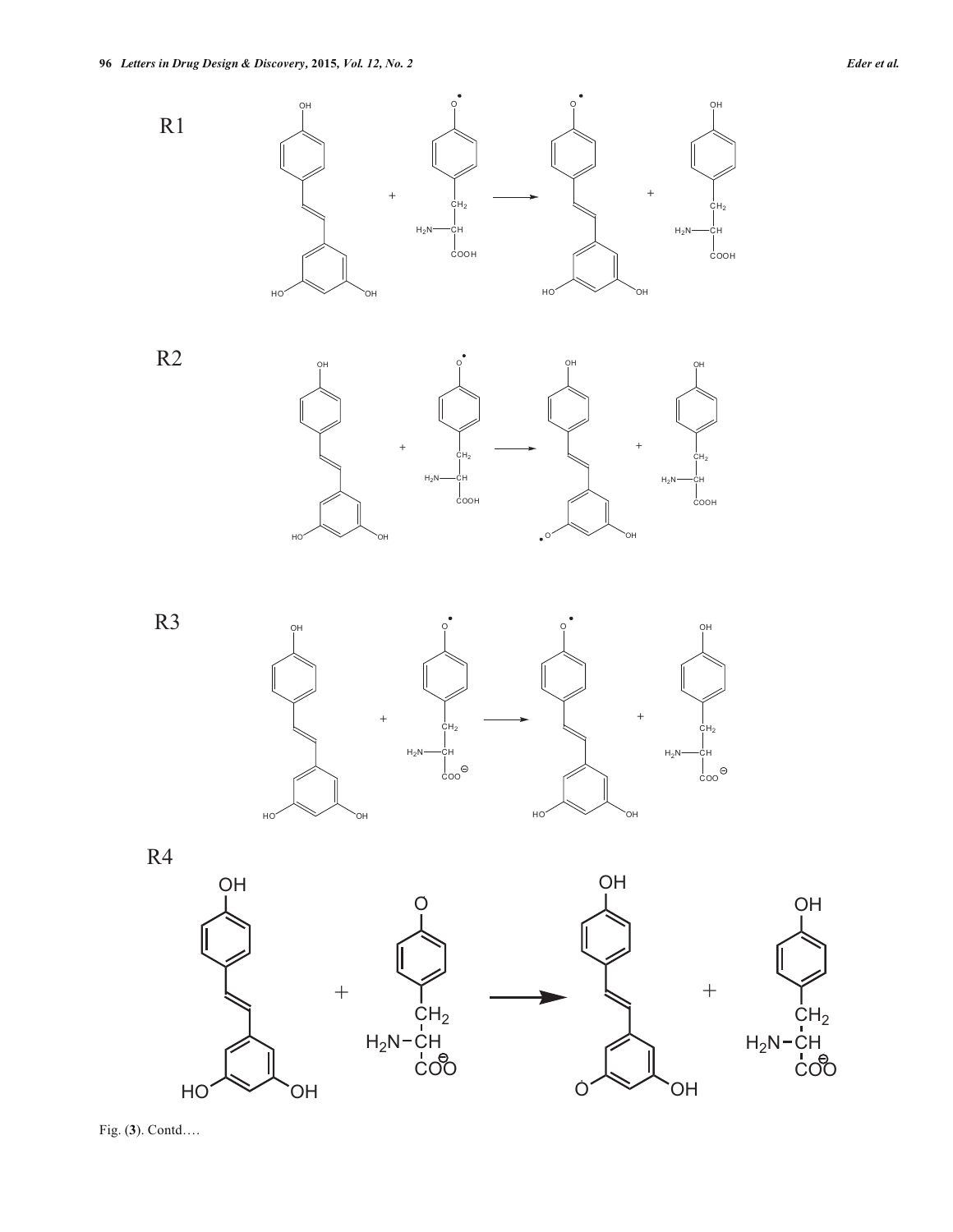R1

R2

R3

R4

Fig. (3). Contd….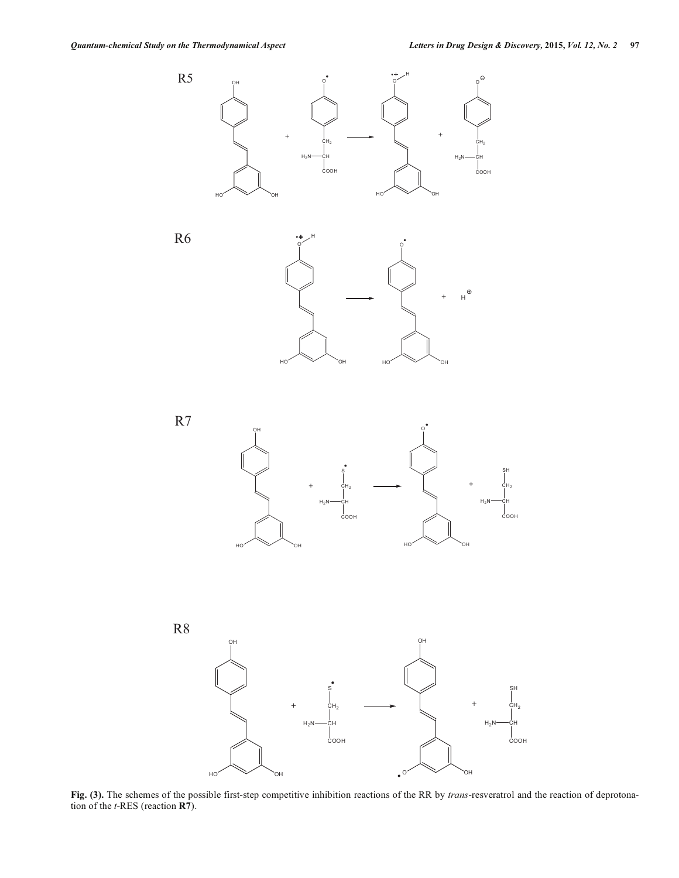R5

R6

R7

R8

**Fig. (3).** The schemes of the possible first-step competitive inhibition reactions of the RR by *trans*-resveratrol and the reaction of deprotonation of the *t*-RES (reaction **R7**).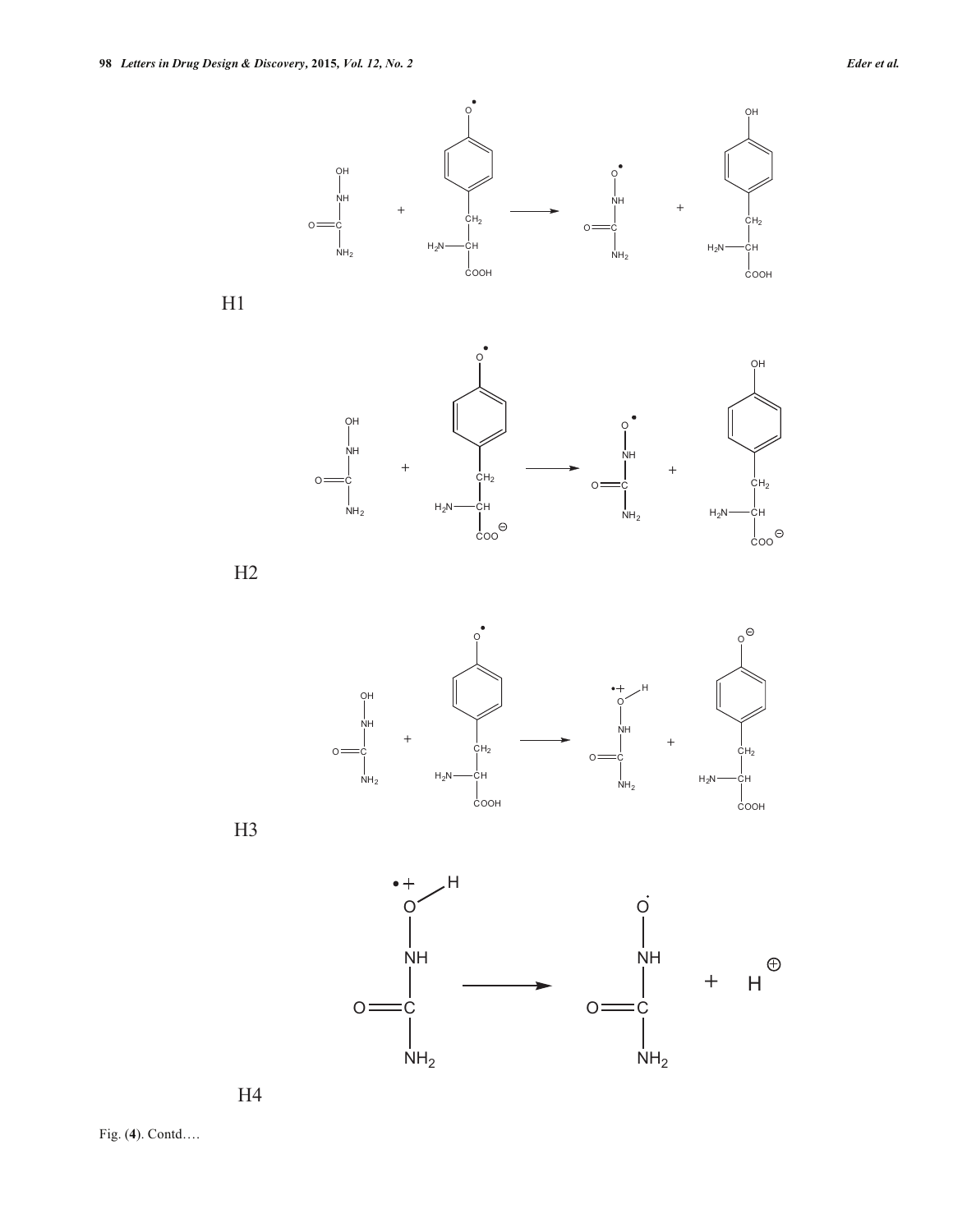H1

H2

H3

H4

Fig. (**4**). Contd….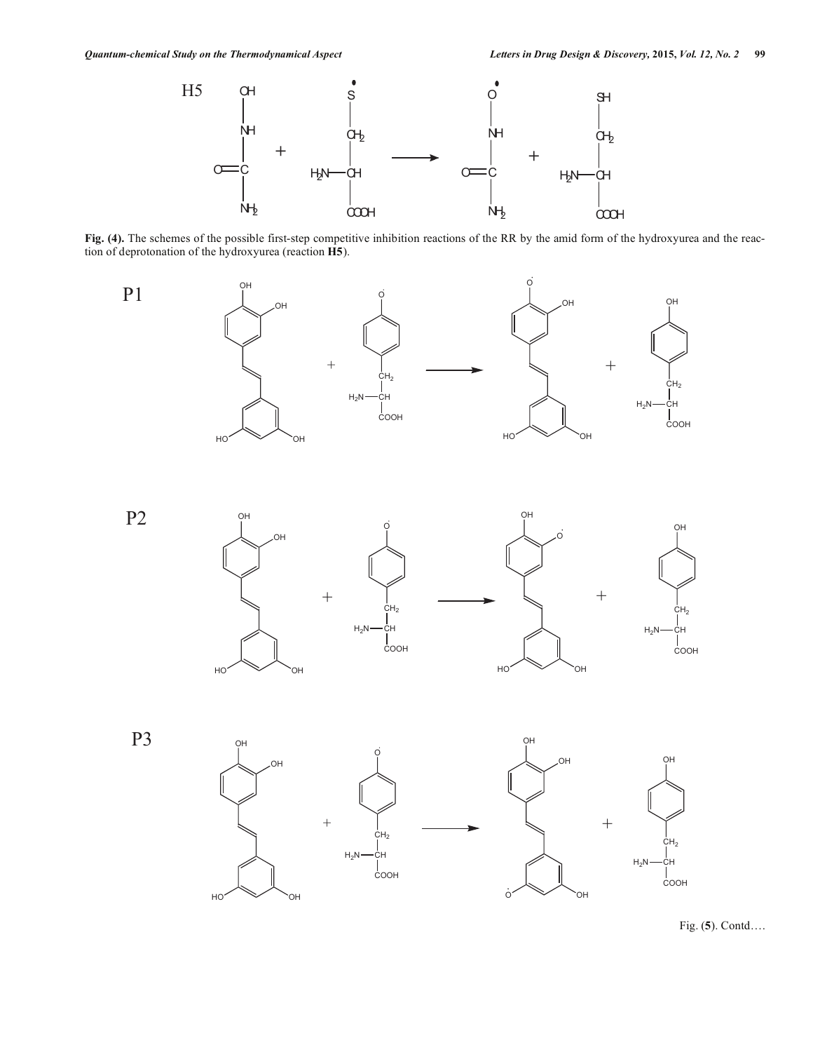H5

Fig. (4). The schemes of the possible first-step competitive inhibition reactions of the RR by the amid form of the hydroxyurea and the reaction of deprotonation of the hydroxyurea (reaction **H5**).

P1

P2

P3

Fig. (5). Contd….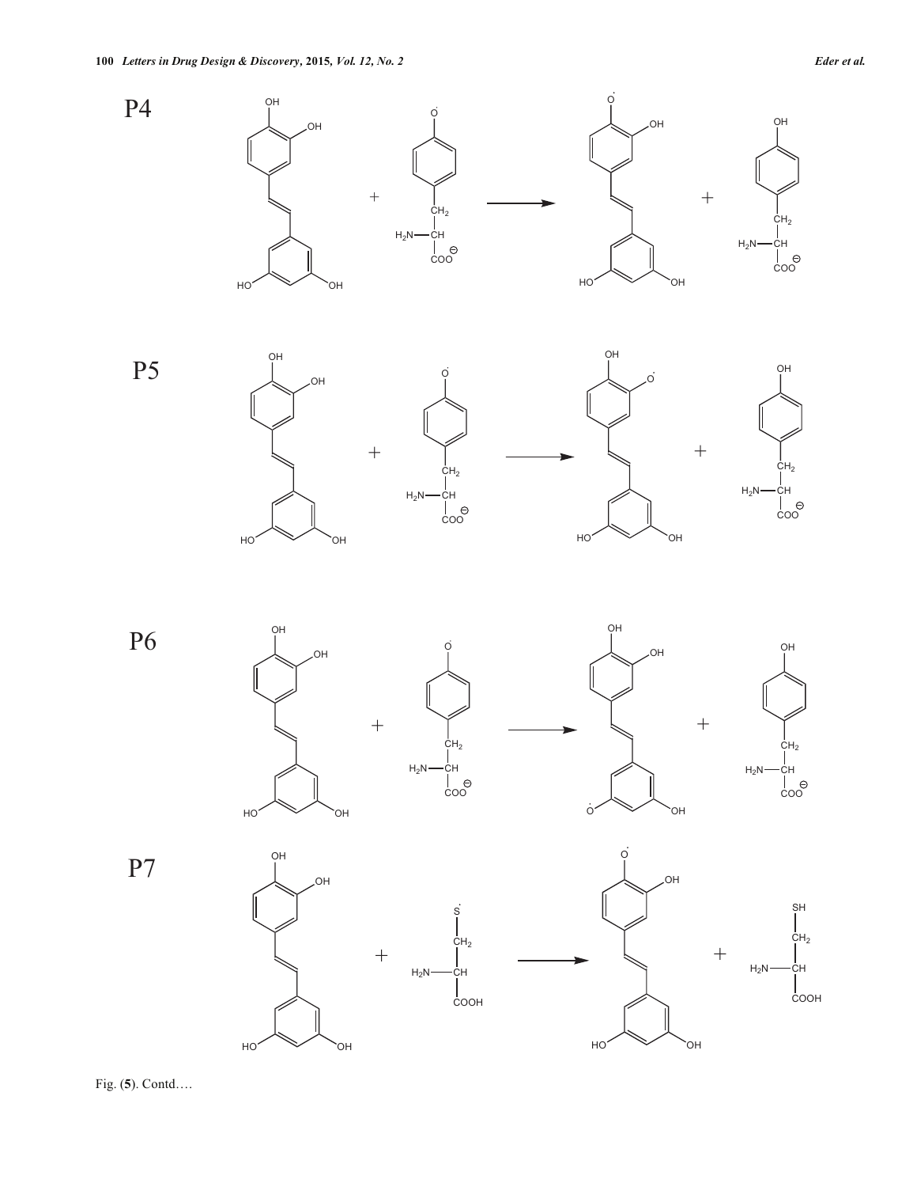P4

P5

P6

P7

Fig. (5). Contd….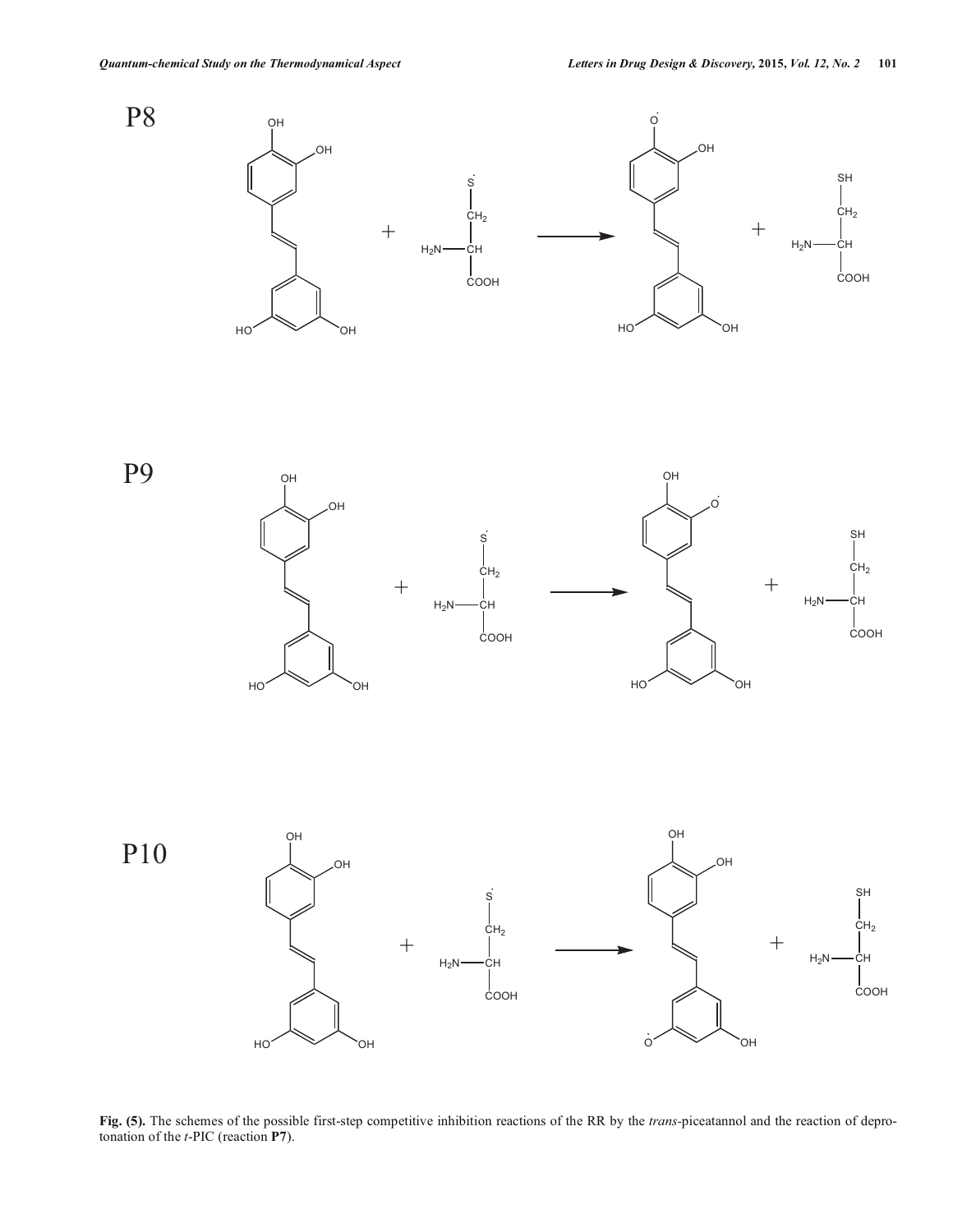P8

P9

P10

**Fig. (5).** The schemes of the possible first-step competitive inhibition reactions of the RR by the *trans*-piceatannol and the reaction of deprotonation of the *t*-PIC (reaction **P7**).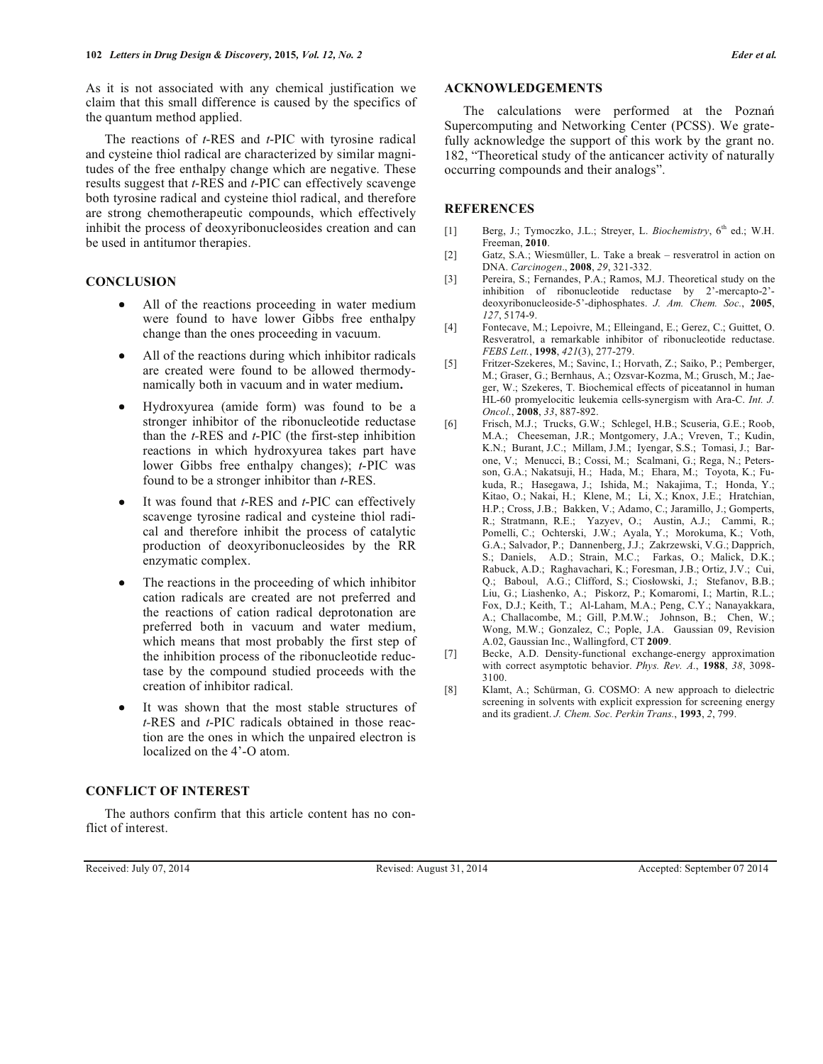As it is not associated with any chemical justification we claim that this small difference is caused by the specifics of the quantum method applied.

The reactions of *t*-RES and *t*-PIC with tyrosine radical and cysteine thiol radical are characterized by similar magnitudes of the free enthalpy change which are negative. These results suggest that *t*-RES and *t*-PIC can effectively scavenge both tyrosine radical and cysteine thiol radical, and therefore are strong chemotherapeutic compounds, which effectively inhibit the process of deoxyribonucleosides creation and can be used in antitumor therapies.

## CONCLUSION

- All of the reactions proceeding in water medium were found to have lower Gibbs free enthalpy change than the ones proceeding in vacuum.
- All of the reactions during which inhibitor radicals are created were found to be allowed thermodynamically both in vacuum and in water medium**.**
- Hydroxyurea (amide form) was found to be a stronger inhibitor of the ribonucleotide reductase than the *t*-RES and *t*-PIC (the first-step inhibition reactions in which hydroxyurea takes part have lower Gibbs free enthalpy changes); *t*-PIC was found to be a stronger inhibitor than *t*-RES.
- It was found that *t*-RES and *t*-PIC can effectively scavenge tyrosine radical and cysteine thiol radical and therefore inhibit the process of catalytic production of deoxyribonucleosides by the RR enzymatic complex.
- The reactions in the proceeding of which inhibitor cation radicals are created are not preferred and the reactions of cation radical deprotonation are preferred both in vacuum and water medium, which means that most probably the first step of the inhibition process of the ribonucleotide reductase by the compound studied proceeds with the creation of inhibitor radical.
- It was shown that the most stable structures of *t*-RES and *t*-PIC radicals obtained in those reaction are the ones in which the unpaired electron is localized on the 4'-O atom.

## CONFLICT OF INTEREST

The authors confirm that this article content has no conflict of interest.

## ACKNOWLEDGEMENTS

The calculations were performed at the Poznań Supercomputing and Networking Center (PCSS). We gratefully acknowledge the support of this work by the grant no. 182, "Theoretical study of the anticancer activity of naturally occurring compounds and their analogs".

## REFERENCES

[1] Berg, J.; Tymoczko, J.L.; Streyer, L. *Biochemistry*, 6th ed.; W.H. Freeman, **2010**.

[2] Gatz, S.A.; Wiesmüller, L. Take a break – resveratrol in action on DNA. *Carcinogen*., **2008**, *29*, 321-332.

[3] Pereira, S.; Fernandes, P.A.; Ramos, M.J. Theoretical study on the inhibition of ribonucleotide reductase by 2'-mercapto-2'-deoxyribonucleoside-5'-diphosphates. *J. Am. Chem. Soc*., **2005**, *127*, 5174-9.

[4] Fontecave, M.; Lepoivre, M.; Elleingand, E.; Gerez, C.; Guittet, O. Resveratrol, a remarkable inhibitor of ribonucleotide reductase. *FEBS Lett.*, **1998**, *421*(3), 277-279.

[5] Fritzer-Szekeres, M.; Savinc, I.; Horvath, Z.; Saiko, P.; Pemberger, M.; Graser, G.; Bernhaus, A.; Ozsvar-Kozma, M.; Grusch, M.; Jaeger, W.; Szekeres, T. Biochemical effects of piceatannol in human HL-60 promyelocitic leukemia cells-synergism with Ara-C. *Int. J. Oncol.*, **2008**, *33*, 887-892.

[6] Frisch, M.J.; Trucks, G.W.; Schlegel, H.B.; Scuseria, G.E.; Roob, M.A.; Cheeseman, J.R.; Montgomery, J.A.; Vreven, T.; Kudin, K.N.; Burant, J.C.; Millam, J.M.; Iyengar, S.S.; Tomasi, J.; Barone, V.; Menucci, B.; Cossi, M.; Scalmani, G.; Rega, N.; Petersson, G.A.; Nakatsuji, H.; Hada, M.; Ehara, M.; Toyota, K.; Fukuda, R.; Hasegawa, J.; Ishida, M.; Nakajima, T.; Honda, Y.; Kitao, O.; Nakai, H.; Klene, M.; Li, X.; Knox, J.E.; Hratchian, H.P.; Cross, J.B.; Bakken, V.; Adamo, C.; Jaramillo, J.; Gomperts, R.; Stratmann, R.E.; Yazyev, O.; Austin, A.J.; Cammi, R.; Pomelli, C.; Ochterski, J.W.; Ayala, Y.; Morokuma, K.; Voth, G.A.; Salvador, P.; Dannenberg, J.J.; Zakrzewski, V.G.; Dapprich, S.; Daniels, A.D.; Strain, M.C.; Farkas, O.; Malick, D.K.; Rabuck, A.D.; Raghavachari, K.; Foresman, J.B.; Ortiz, J.V.; Cui, Q.; Baboul, A.G.; Clifford, S.; Ciosłowski, J.; Stefanov, B.B.; Liu, G.; Liashenko, A.; Piskorz, P.; Komaromi, I.; Martin, R.L.; Fox, D.J.; Keith, T.; Al-Laham, M.A.; Peng, C.Y.; Nanayakkara, A.; Challacombe, M.; Gill, P.M.W.; Johnson, B.; Chen, W.; Wong, M.W.; Gonzalez, C.; Pople, J.A. Gaussian 09, Revision A.02, Gaussian Inc., Wallingford, CT **2009**.

[7] Becke, A.D. Density-functional exchange-energy approximation with correct asymptotic behavior. *Phys. Rev. A.*, **1988**, *38*, 3098-3100.

[8] Klamt, A.; Schürman, G. COSMO: A new approach to dielectric screening in solvents with explicit expression for screening energy and its gradient. *J. Chem. Soc. Perkin Trans.*, **1993**, *2*, 799.

Received: July 07, 2014 Revised: August 31, 2014 Accepted: September 07 2014